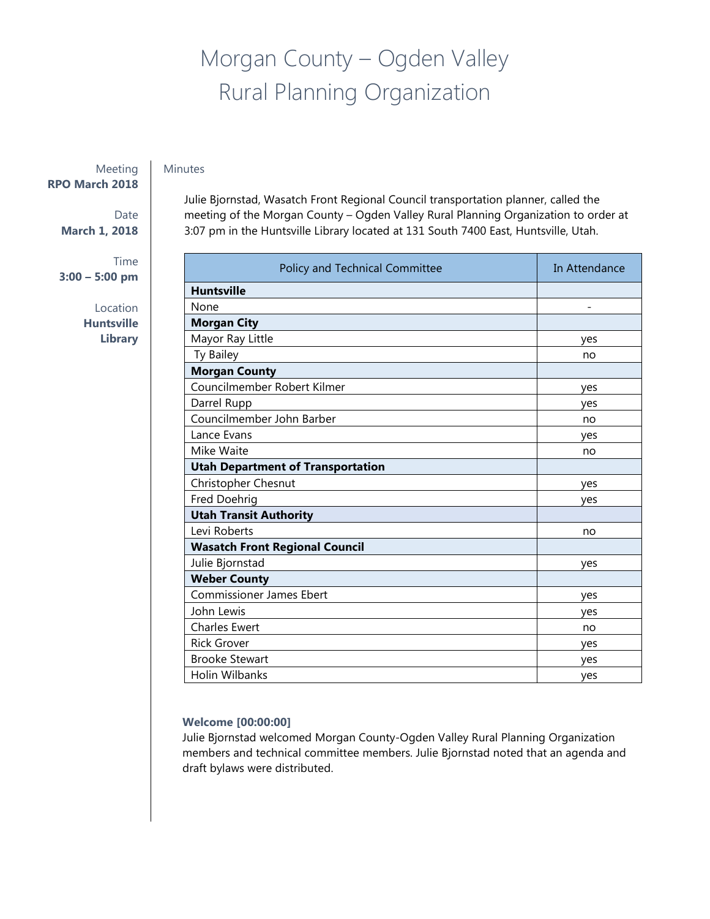# Morgan County – Ogden Valley Rural Planning Organization

Meeting
**RPO March 2018**

Date
**March 1, 2018**

Time
**3:00 – 5:00 pm**

Location
**Huntsville Library**

Minutes

Julie Bjornstad, Wasatch Front Regional Council transportation planner, called the meeting of the Morgan County – Ogden Valley Rural Planning Organization to order at 3:07 pm in the Huntsville Library located at 131 South 7400 East, Huntsville, Utah.

| Policy and Technical Committee | In Attendance |
|---|---|
| **Huntsville** | |
| None | - |
| **Morgan City** | |
| Mayor Ray Little | yes |
| Ty Bailey | no |
| **Morgan County** | |
| Councilmember Robert Kilmer | yes |
| Darrel Rupp | yes |
| Councilmember John Barber | no |
| Lance Evans | yes |
| Mike Waite | no |
| **Utah Department of Transportation** | |
| Christopher Chesnut | yes |
| Fred Doehrig | yes |
| **Utah Transit Authority** | |
| Levi Roberts | no |
| **Wasatch Front Regional Council** | |
| Julie Bjornstad | yes |
| **Weber County** | |
| Commissioner James Ebert | yes |
| John Lewis | yes |
| Charles Ewert | no |
| Rick Grover | yes |
| Brooke Stewart | yes |
| Holin Wilbanks | yes |

**Welcome [00:00:00]**

Julie Bjornstad welcomed Morgan County-Ogden Valley Rural Planning Organization members and technical committee members. Julie Bjornstad noted that an agenda and draft bylaws were distributed.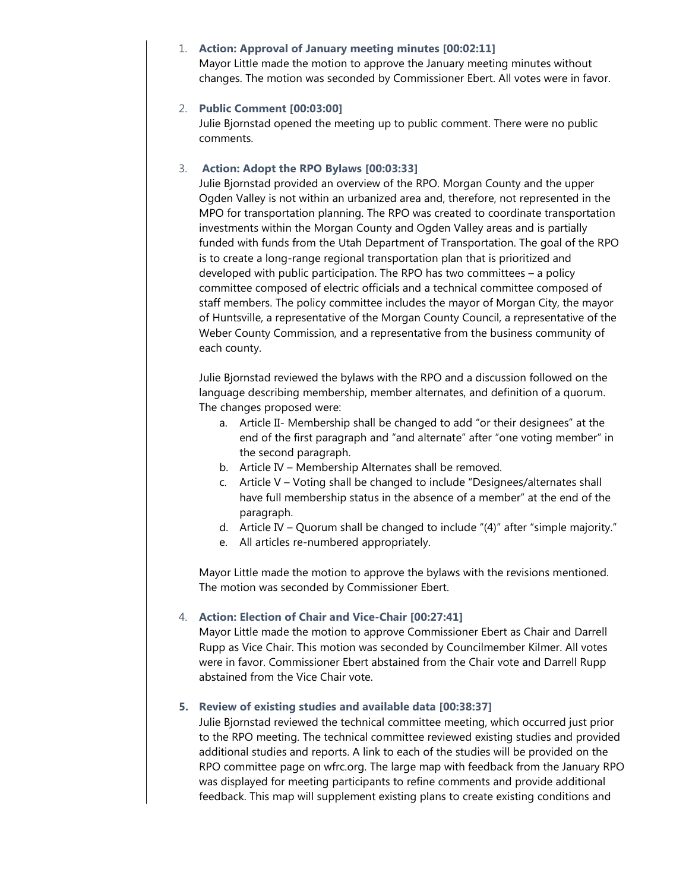1. **Action: Approval of January meeting minutes [00:02:11]**
   Mayor Little made the motion to approve the January meeting minutes without changes. The motion was seconded by Commissioner Ebert. All votes were in favor.

2. **Public Comment [00:03:00]**
   Julie Bjornstad opened the meeting up to public comment. There were no public comments.

3. **Action: Adopt the RPO Bylaws [00:03:33]**
   Julie Bjornstad provided an overview of the RPO. Morgan County and the upper Ogden Valley is not within an urbanized area and, therefore, not represented in the MPO for transportation planning. The RPO was created to coordinate transportation investments within the Morgan County and Ogden Valley areas and is partially funded with funds from the Utah Department of Transportation. The goal of the RPO is to create a long-range regional transportation plan that is prioritized and developed with public participation. The RPO has two committees – a policy committee composed of electric officials and a technical committee composed of staff members. The policy committee includes the mayor of Morgan City, the mayor of Huntsville, a representative of the Morgan County Council, a representative of the Weber County Commission, and a representative from the business community of each county.

   Julie Bjornstad reviewed the bylaws with the RPO and a discussion followed on the language describing membership, member alternates, and definition of a quorum. The changes proposed were:

   a. Article II- Membership shall be changed to add "or their designees" at the end of the first paragraph and "and alternate" after "one voting member" in the second paragraph.
   b. Article IV – Membership Alternates shall be removed.
   c. Article V – Voting shall be changed to include "Designees/alternates shall have full membership status in the absence of a member" at the end of the paragraph.
   d. Article IV – Quorum shall be changed to include "(4)" after "simple majority."
   e. All articles re-numbered appropriately.

   Mayor Little made the motion to approve the bylaws with the revisions mentioned. The motion was seconded by Commissioner Ebert.

4. **Action: Election of Chair and Vice-Chair [00:27:41]**
   Mayor Little made the motion to approve Commissioner Ebert as Chair and Darrell Rupp as Vice Chair. This motion was seconded by Councilmember Kilmer. All votes were in favor. Commissioner Ebert abstained from the Chair vote and Darrell Rupp abstained from the Vice Chair vote.

5. **Review of existing studies and available data [00:38:37]**
   Julie Bjornstad reviewed the technical committee meeting, which occurred just prior to the RPO meeting. The technical committee reviewed existing studies and provided additional studies and reports. A link to each of the studies will be provided on the RPO committee page on wfrc.org. The large map with feedback from the January RPO was displayed for meeting participants to refine comments and provide additional feedback. This map will supplement existing plans to create existing conditions and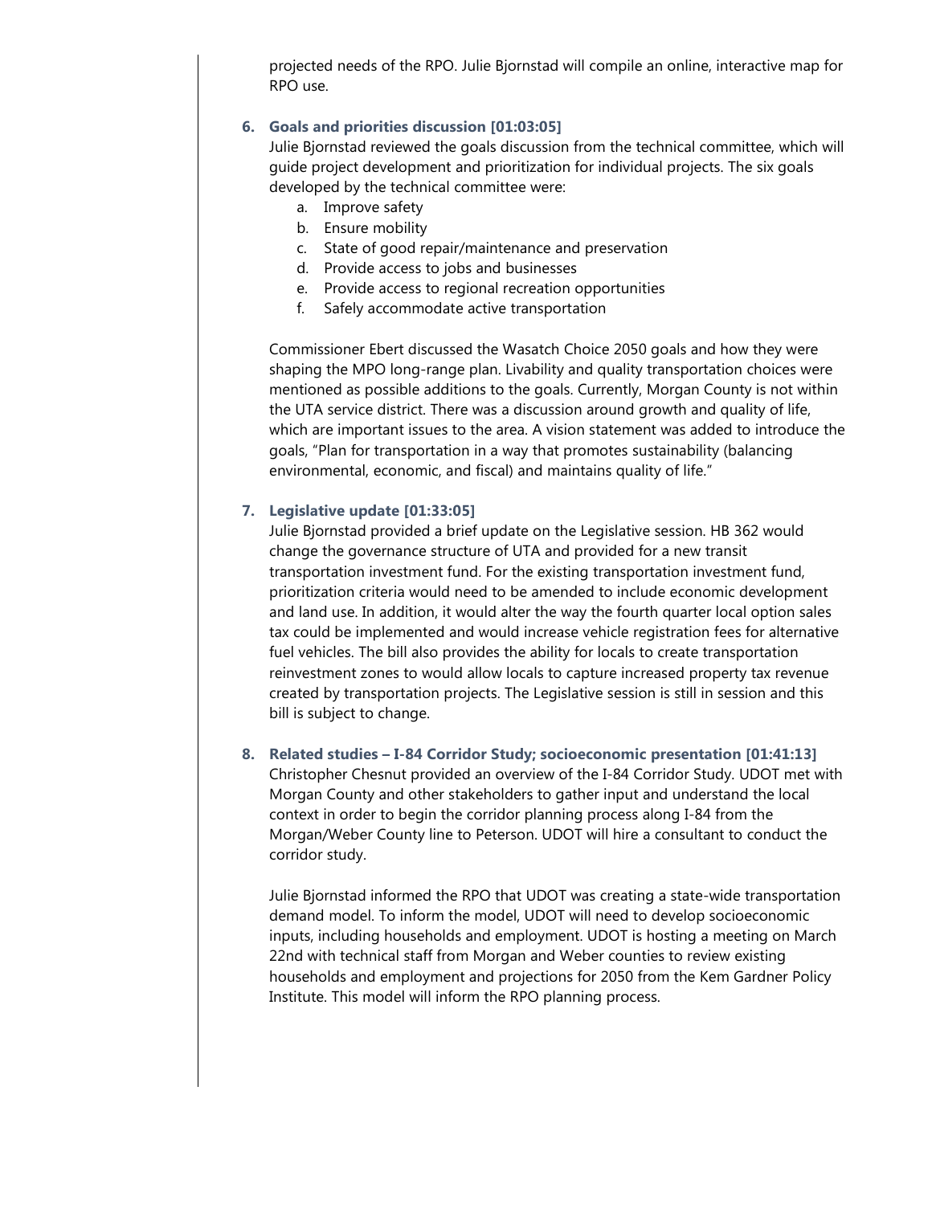projected needs of the RPO. Julie Bjornstad will compile an online, interactive map for RPO use.

6. **Goals and priorities discussion [01:03:05]**

   Julie Bjornstad reviewed the goals discussion from the technical committee, which will guide project development and prioritization for individual projects. The six goals developed by the technical committee were:

   a. Improve safety
   b. Ensure mobility
   c. State of good repair/maintenance and preservation
   d. Provide access to jobs and businesses
   e. Provide access to regional recreation opportunities
   f. Safely accommodate active transportation

   Commissioner Ebert discussed the Wasatch Choice 2050 goals and how they were shaping the MPO long-range plan. Livability and quality transportation choices were mentioned as possible additions to the goals. Currently, Morgan County is not within the UTA service district. There was a discussion around growth and quality of life, which are important issues to the area. A vision statement was added to introduce the goals, "Plan for transportation in a way that promotes sustainability (balancing environmental, economic, and fiscal) and maintains quality of life."

7. **Legislative update [01:33:05]**

   Julie Bjornstad provided a brief update on the Legislative session. HB 362 would change the governance structure of UTA and provided for a new transit transportation investment fund. For the existing transportation investment fund, prioritization criteria would need to be amended to include economic development and land use. In addition, it would alter the way the fourth quarter local option sales tax could be implemented and would increase vehicle registration fees for alternative fuel vehicles. The bill also provides the ability for locals to create transportation reinvestment zones to would allow locals to capture increased property tax revenue created by transportation projects. The Legislative session is still in session and this bill is subject to change.

8. **Related studies – I-84 Corridor Study; socioeconomic presentation [01:41:13]**

   Christopher Chesnut provided an overview of the I-84 Corridor Study. UDOT met with Morgan County and other stakeholders to gather input and understand the local context in order to begin the corridor planning process along I-84 from the Morgan/Weber County line to Peterson. UDOT will hire a consultant to conduct the corridor study.

   Julie Bjornstad informed the RPO that UDOT was creating a state-wide transportation demand model. To inform the model, UDOT will need to develop socioeconomic inputs, including households and employment. UDOT is hosting a meeting on March 22nd with technical staff from Morgan and Weber counties to review existing households and employment and projections for 2050 from the Kem Gardner Policy Institute. This model will inform the RPO planning process.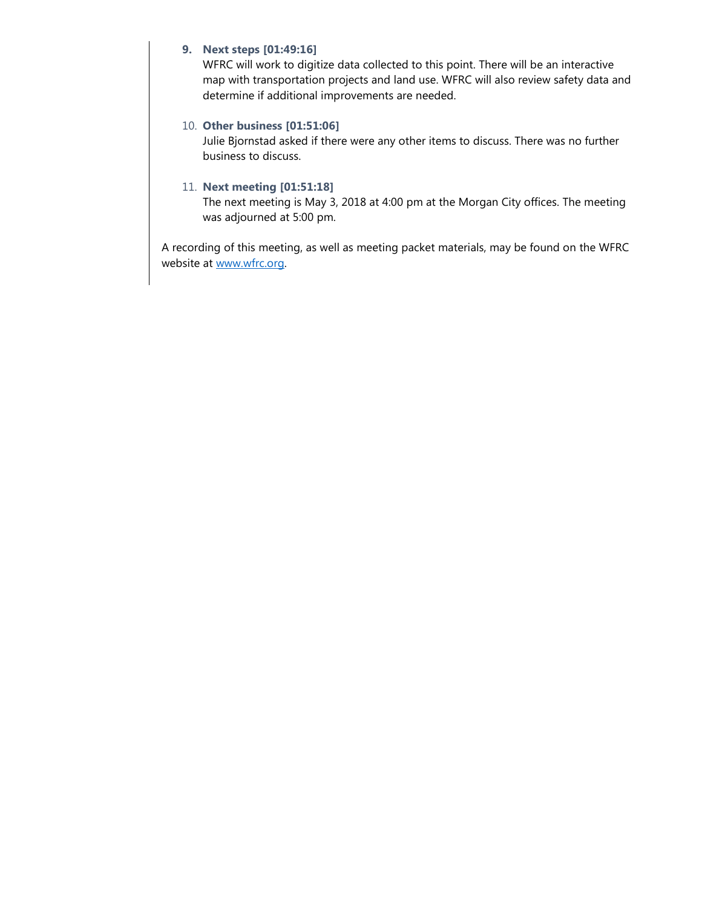9. **Next steps [01:49:16]**
   WFRC will work to digitize data collected to this point. There will be an interactive map with transportation projects and land use. WFRC will also review safety data and determine if additional improvements are needed.

10. **Other business [01:51:06]**
    Julie Bjornstad asked if there were any other items to discuss. There was no further business to discuss.

11. **Next meeting [01:51:18]**
    The next meeting is May 3, 2018 at 4:00 pm at the Morgan City offices. The meeting was adjourned at 5:00 pm.

A recording of this meeting, as well as meeting packet materials, may be found on the WFRC website at [www.wfrc.org](http://www.wfrc.org).